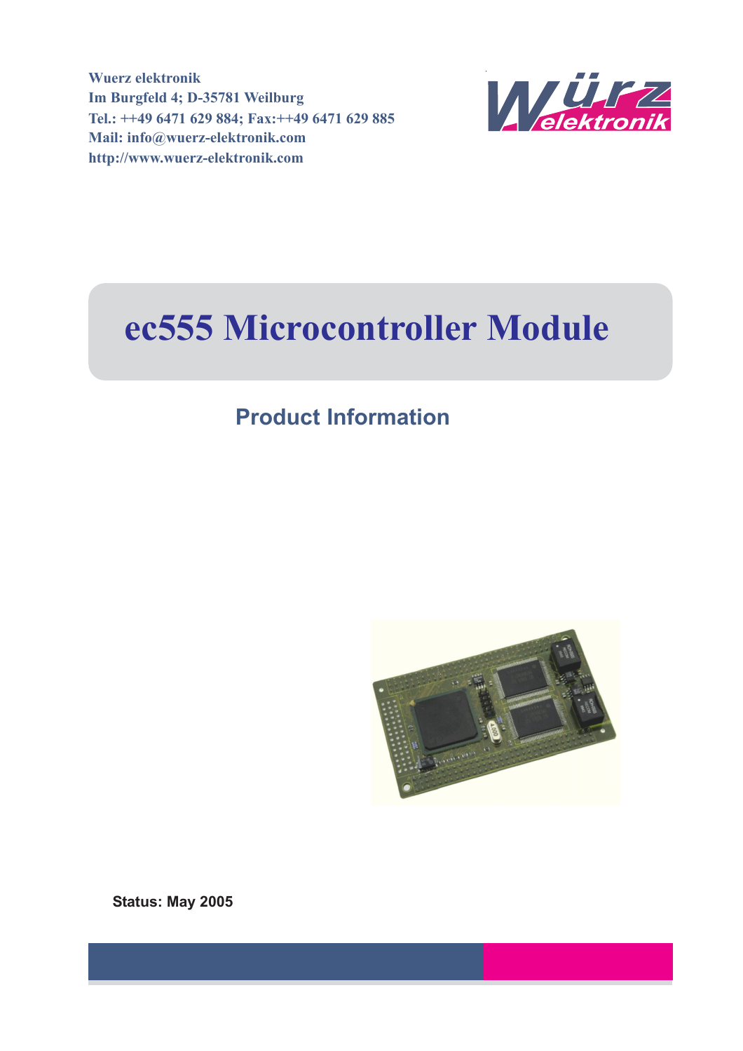**Wuerz elektronik**
**Im Burgfeld 4; D-35781 Weilburg**
**Tel.: ++49 6471 629 884; Fax:++49 6471 629 885**
**Mail: info@wuerz-elektronik.com**
**http://www.wuerz-elektronik.com**

# ec555 Microcontroller Module

## Product Information

**Status: May 2005**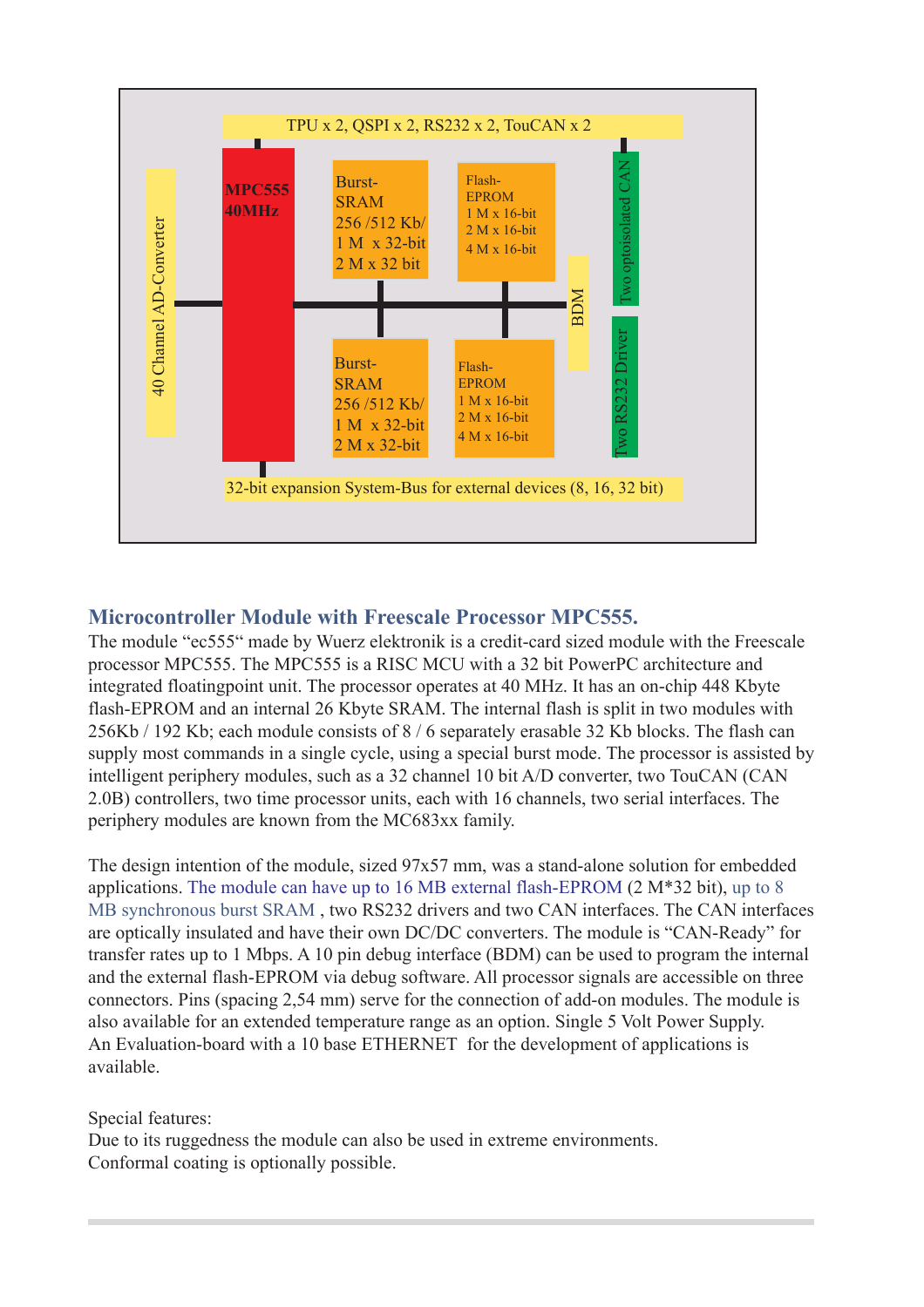TPU x 2, QSPI x 2, RS232 x 2, TouCAN x 2

40 Channel AD-Converter

MPC555 40MHz

Burst-SRAM 256 /512 Kb/ 1 M x 32-bit 2 M x 32 bit

Flash-EPROM 1 M x 16-bit 2 M x 16-bit 4 M x 16-bit

Burst-SRAM 256 /512 Kb/ 1 M x 32-bit 2 M x 32-bit

Flash-EPROM 1 M x 16-bit 2 M x 16-bit 4 M x 16-bit

BDM

Two optoisolated CAN

Two RS232 Driver

32-bit expansion System-Bus for external devices (8, 16, 32 bit)

## Microcontroller Module with Freescale Processor MPC555.

The module "ec555" made by Wuerz elektronik is a credit-card sized module with the Freescale processor MPC555. The MPC555 is a RISC MCU with a 32 bit PowerPC architecture and integrated floatingpoint unit. The processor operates at 40 MHz. It has an on-chip 448 Kbyte flash-EPROM and an internal 26 Kbyte SRAM. The internal flash is split in two modules with 256Kb / 192 Kb; each module consists of 8 / 6 separately erasable 32 Kb blocks. The flash can supply most commands in a single cycle, using a special burst mode. The processor is assisted by intelligent periphery modules, such as a 32 channel 10 bit A/D converter, two TouCAN (CAN 2.0B) controllers, two time processor units, each with 16 channels, two serial interfaces. The periphery modules are known from the MC683xx family.

The design intention of the module, sized 97x57 mm, was a stand-alone solution for embedded applications. The module can have up to 16 MB external flash-EPROM (2 M*32 bit), up to 8 MB synchronous burst SRAM , two RS232 drivers and two CAN interfaces. The CAN interfaces are optically insulated and have their own DC/DC converters. The module is "CAN-Ready" for transfer rates up to 1 Mbps. A 10 pin debug interface (BDM) can be used to program the internal and the external flash-EPROM via debug software. All processor signals are accessible on three connectors. Pins (spacing 2,54 mm) serve for the connection of add-on modules. The module is also available for an extended temperature range as an option. Single 5 Volt Power Supply.
An Evaluation-board with a 10 base ETHERNET for the development of applications is available.

Special features:
Due to its ruggedness the module can also be used in extreme environments.
Conformal coating is optionally possible.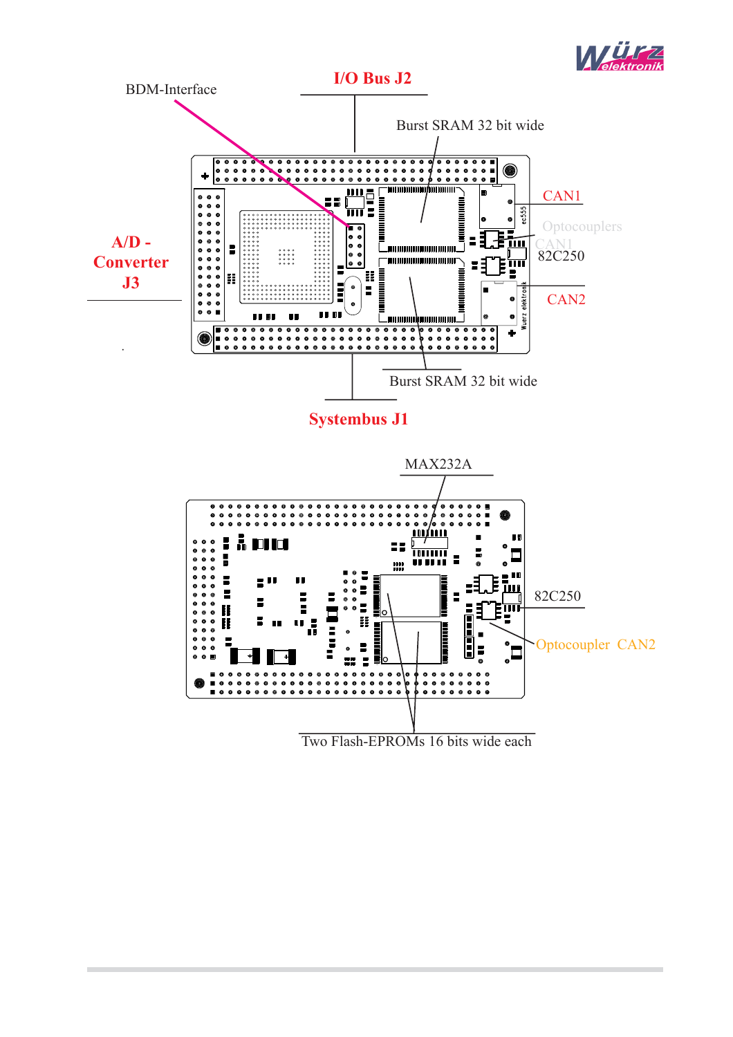BDM-Interface

I/O Bus J2

Burst SRAM 32 bit wide

CAN1

Optocouplers

CAN1

82C250

A/D - Converter J3

CAN2

Burst SRAM 32 bit wide

Systembus J1

MAX232A

82C250

Optocoupler CAN2

Two Flash-EPROMs 16 bits wide each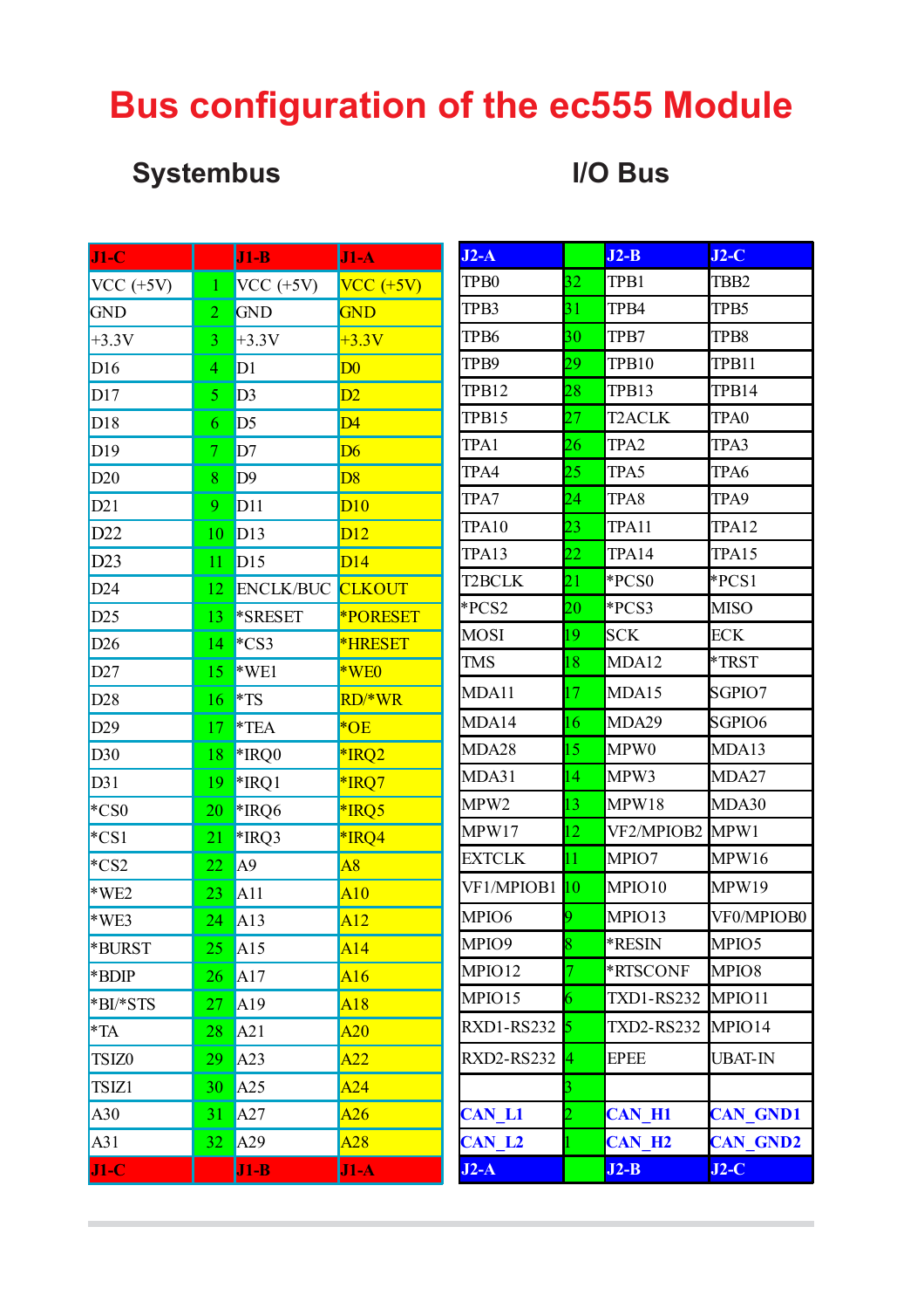# Bus configuration of the ec555 Module

## Systembus

| J1-C | | J1-B | J1-A |
|---|---|---|---|
| VCC (+5V) | 1 | VCC (+5V) | VCC (+5V) |
| GND | 2 | GND | GND |
| +3.3V | 3 | +3.3V | +3.3V |
| D16 | 4 | D1 | D0 |
| D17 | 5 | D3 | D2 |
| D18 | 6 | D5 | D4 |
| D19 | 7 | D7 | D6 |
| D20 | 8 | D9 | D8 |
| D21 | 9 | D11 | D10 |
| D22 | 10 | D13 | D12 |
| D23 | 11 | D15 | D14 |
| D24 | 12 | ENCLK/BUC | CLKOUT |
| D25 | 13 | *SRESET | *PORESET |
| D26 | 14 | *CS3 | *HRESET |
| D27 | 15 | *WE1 | *WE0 |
| D28 | 16 | *TS | RD/*WR |
| D29 | 17 | *TEA | *OE |
| D30 | 18 | *IRQ0 | *IRQ2 |
| D31 | 19 | *IRQ1 | *IRQ7 |
| *CS0 | 20 | *IRQ6 | *IRQ5 |
| *CS1 | 21 | *IRQ3 | *IRQ4 |
| *CS2 | 22 | A9 | A8 |
| *WE2 | 23 | A11 | A10 |
| *WE3 | 24 | A13 | A12 |
| *BURST | 25 | A15 | A14 |
| *BDIP | 26 | A17 | A16 |
| *BI/*STS | 27 | A19 | A18 |
| *TA | 28 | A21 | A20 |
| TSIZ0 | 29 | A23 | A22 |
| TSIZ1 | 30 | A25 | A24 |
| A30 | 31 | A27 | A26 |
| A31 | 32 | A29 | A28 |
| J1-C | | J1-B | J1-A |

## I/O Bus

| J2-A | | J2-B | J2-C |
|---|---|---|---|
| TPB0 | 32 | TPB1 | TBB2 |
| TPB3 | 31 | TPB4 | TPB5 |
| TPB6 | 30 | TPB7 | TPB8 |
| TPB9 | 29 | TPB10 | TPB11 |
| TPB12 | 28 | TPB13 | TPB14 |
| TPB15 | 27 | T2ACLK | TPA0 |
| TPA1 | 26 | TPA2 | TPA3 |
| TPA4 | 25 | TPA5 | TPA6 |
| TPA7 | 24 | TPA8 | TPA9 |
| TPA10 | 23 | TPA11 | TPA12 |
| TPA13 | 22 | TPA14 | TPA15 |
| T2BCLK | 21 | *PCS0 | *PCS1 |
| *PCS2 | 20 | *PCS3 | MISO |
| MOSI | 19 | SCK | ECK |
| TMS | 18 | MDA12 | *TRST |
| MDA11 | 17 | MDA15 | SGPIO7 |
| MDA14 | 16 | MDA29 | SGPIO6 |
| MDA28 | 15 | MPW0 | MDA13 |
| MDA31 | 14 | MPW3 | MDA27 |
| MPW2 | 13 | MPW18 | MDA30 |
| MPW17 | 12 | VF2/MPIOB2 | MPW1 |
| EXTCLK | 11 | MPIO7 | MPW16 |
| VF1/MPIOB1 | 10 | MPIO10 | MPW19 |
| MPIO6 | 9 | MPIO13 | VF0/MPIOB0 |
| MPIO9 | 8 | *RESIN | MPIO5 |
| MPIO12 | 7 | *RTSCONF | MPIO8 |
| MPIO15 | 6 | TXD1-RS232 | MPIO11 |
| RXD1-RS232 | 5 | TXD2-RS232 | MPIO14 |
| RXD2-RS232 | 4 | EPEE | UBAT-IN |
| | 3 | | |
| CAN_L1 | 2 | CAN_H1 | CAN_GND1 |
| CAN_L2 | 1 | CAN_H2 | CAN_GND2 |
| J2-A | | J2-B | J2-C |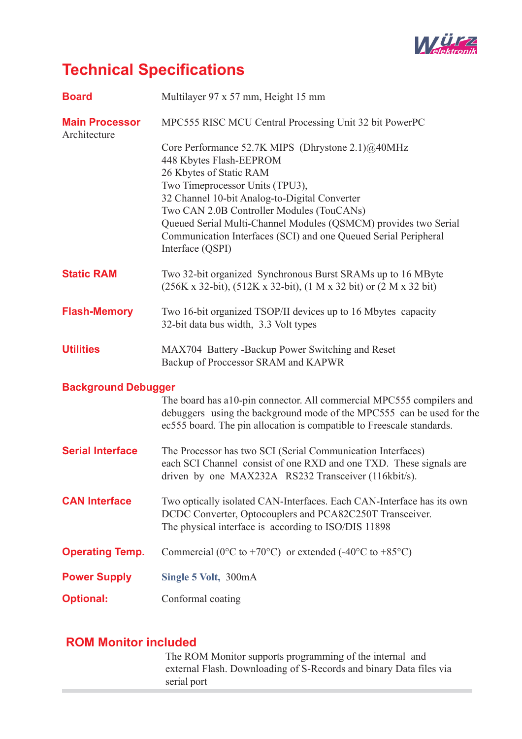# Technical Specifications

**Board**

Multilayer 97 x 57 mm, Height 15 mm

**Main Processor**
Architecture

MPC555 RISC MCU Central Processing Unit 32 bit PowerPC

Core Performance 52.7K MIPS (Dhrystone 2.1)@40MHz
448 Kbytes Flash-EEPROM
26 Kbytes of Static RAM
Two Timeprocessor Units (TPU3),
32 Channel 10-bit Analog-to-Digital Converter
Two CAN 2.0B Controller Modules (TouCANs)
Queued Serial Multi-Channel Modules (QSMCM) provides two Serial Communication Interfaces (SCI) and one Queued Serial Peripheral Interface (QSPI)

**Static RAM**

Two 32-bit organized Synchronous Burst SRAMs up to 16 MByte (256K x 32-bit), (512K x 32-bit), (1 M x 32 bit) or (2 M x 32 bit)

**Flash-Memory**

Two 16-bit organized TSOP/II devices up to 16 Mbytes capacity
32-bit data bus width, 3.3 Volt types

**Utilities**

MAX704 Battery -Backup Power Switching and Reset
Backup of Proccessor SRAM and KAPWR

**Background Debugger**

The board has a10-pin connector. All commercial MPC555 compilers and debuggers using the background mode of the MPC555 can be used for the ec555 board. The pin allocation is compatible to Freescale standards.

**Serial Interface**

The Processor has two SCI (Serial Communication Interfaces) each SCI Channel consist of one RXD and one TXD. These signals are driven by one MAX232A RS232 Transceiver (116kbit/s).

**CAN Interface**

Two optically isolated CAN-Interfaces. Each CAN-Interface has its own DCDC Converter, Optocouplers and PCA82C250T Transceiver.
The physical interface is according to ISO/DIS 11898

**Operating Temp.**

Commercial (0°C to +70°C) or extended (-40°C to +85°C)

**Power Supply**

**Single 5 Volt**, 300mA

**Optional:**

Conformal coating

## ROM Monitor included

The ROM Monitor supports programming of the internal and external Flash. Downloading of S-Records and binary Data files via serial port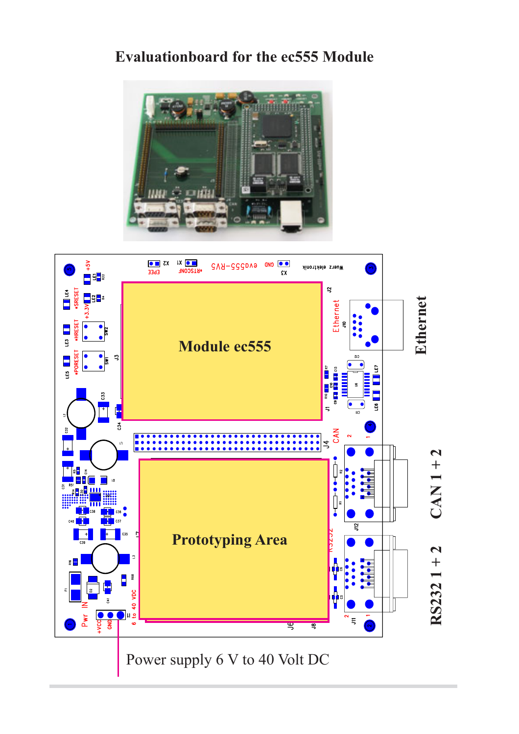# Evaluationboard for the ec555 Module

Module ec555

Prototyping Area

Ethernet

CAN 1 + 2

RS232 1 + 2

Power supply 6 V to 40 Volt DC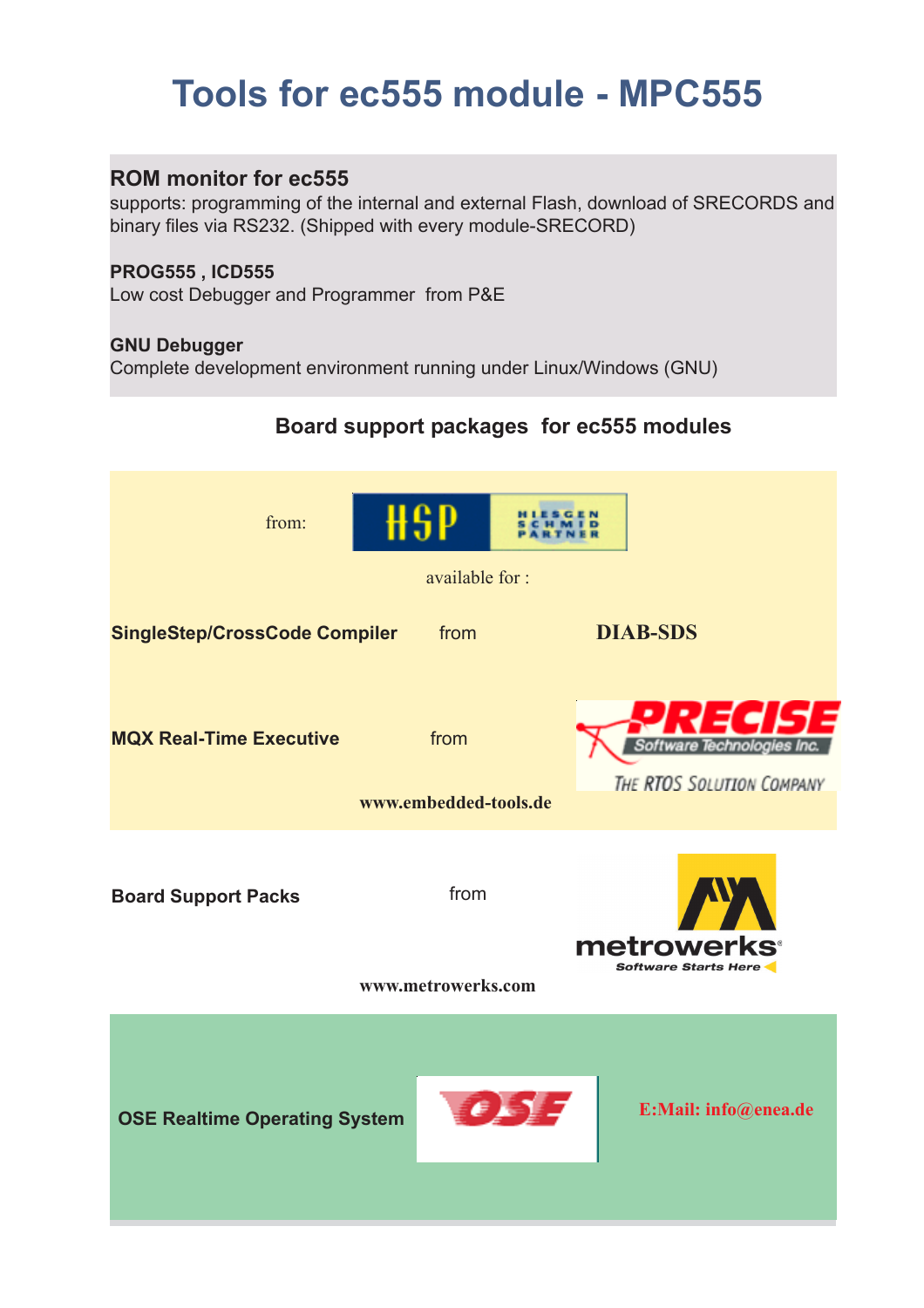# Tools for ec555 module - MPC555

**ROM monitor for ec555**

supports: programming of the internal and external Flash, download of SRECORDS and binary files via RS232. (Shipped with every module-SRECORD)

**PROG555 , ICD555**

Low cost Debugger and Programmer from P&E

**GNU Debugger**

Complete development environment running under Linux/Windows (GNU)

## Board support packages for ec555 modules

from: HSP HIESGEN SCHMID PARTNER

available for :

**SingleStep/CrossCode Compiler** from **DIAB-SDS**

**MQX Real-Time Executive** from PRECISE Software Technologies Inc. THE RTOS SOLUTION COMPANY

**www.embedded-tools.de**

**Board Support Packs** from metrowerks Software Starts Here

**www.metrowerks.com**

**OSE Realtime Operating System** OSE

**E:Mail: info@enea.de**